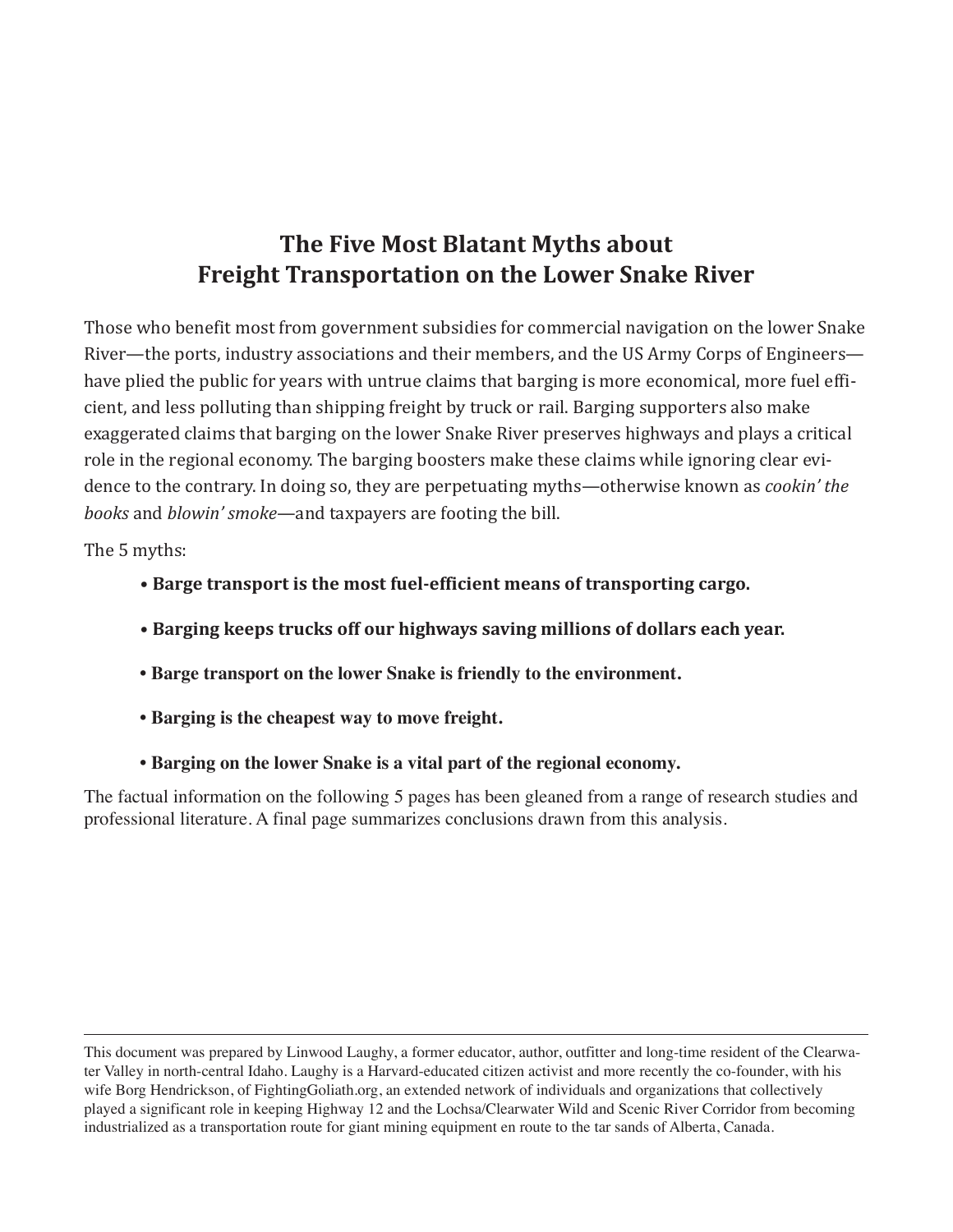# The Five Most Blatant Myths about Freight Transportation on the Lower Snake River

Those who benefit most from government subsidies for commercial navigation on the lower Snake River—the ports, industry associations and their members, and the US Army Corps of Engineers—have plied the public for years with untrue claims that barging is more economical, more fuel efficient, and less polluting than shipping freight by truck or rail. Barging supporters also make exaggerated claims that barging on the lower Snake River preserves highways and plays a critical role in the regional economy. The barging boosters make these claims while ignoring clear evidence to the contrary. In doing so, they are perpetuating myths—otherwise known as *cookin' the books* and *blowin' smoke*—and taxpayers are footing the bill.

The 5 myths:

- **Barge transport is the most fuel-efficient means of transporting cargo.**
- **Barging keeps trucks off our highways saving millions of dollars each year.**
- **Barge transport on the lower Snake is friendly to the environment.**
- **Barging is the cheapest way to move freight.**
- **Barging on the lower Snake is a vital part of the regional economy.**

The factual information on the following 5 pages has been gleaned from a range of research studies and professional literature. A final page summarizes conclusions drawn from this analysis.

---

This document was prepared by Linwood Laughy, a former educator, author, outfitter and long-time resident of the Clearwater Valley in north-central Idaho. Laughy is a Harvard-educated citizen activist and more recently the co-founder, with his wife Borg Hendrickson, of FightingGoliath.org, an extended network of individuals and organizations that collectively played a significant role in keeping Highway 12 and the Lochsa/Clearwater Wild and Scenic River Corridor from becoming industrialized as a transportation route for giant mining equipment en route to the tar sands of Alberta, Canada.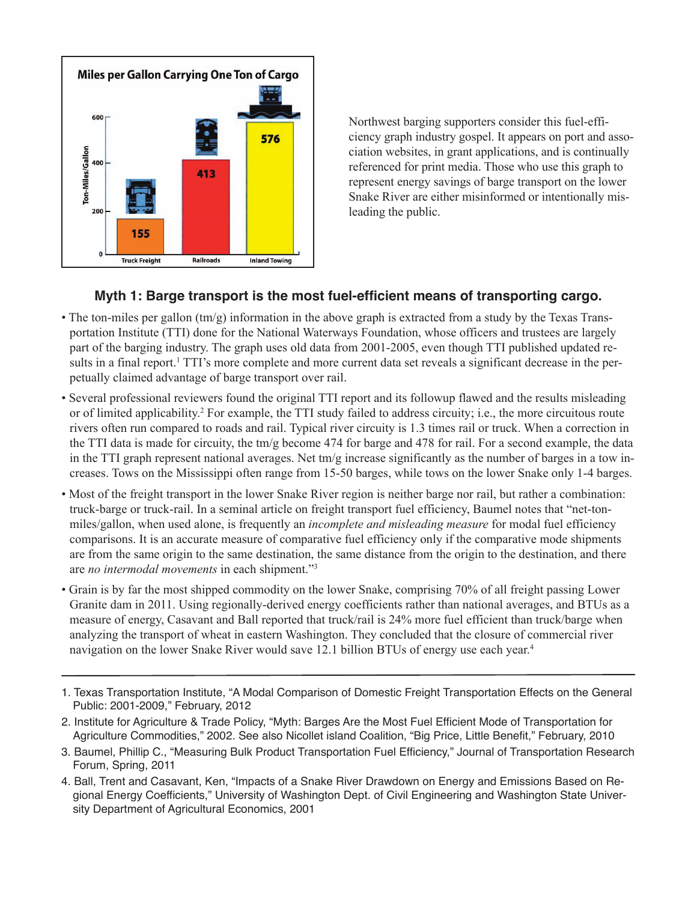**Miles per Gallon Carrying One Ton of Cargo**

| | Truck Freight | Railroads | Inland Towing |
|---|---|---|---|
| Ton-Miles/Gallon | 155 | 413 | 576 |

Northwest barging supporters consider this fuel-efficiency graph industry gospel. It appears on port and association websites, in grant applications, and is continually referenced for print media. Those who use this graph to represent energy savings of barge transport on the lower Snake River are either misinformed or intentionally misleading the public.

### Myth 1: Barge transport is the most fuel-efficient means of transporting cargo.

- The ton-miles per gallon (tm/g) information in the above graph is extracted from a study by the Texas Transportation Institute (TTI) done for the National Waterways Foundation, whose officers and trustees are largely part of the barging industry. The graph uses old data from 2001-2005, even though TTI published updated results in a final report.[1] TTI's more complete and more current data set reveals a significant decrease in the perpetually claimed advantage of barge transport over rail.
- Several professional reviewers found the original TTI report and its followup flawed and the results misleading or of limited applicability.[2] For example, the TTI study failed to address circuity; i.e., the more circuitous route rivers often run compared to roads and rail. Typical river circuity is 1.3 times rail or truck. When a correction in the TTI data is made for circuity, the tm/g become 474 for barge and 478 for rail. For a second example, the data in the TTI graph represent national averages. Net tm/g increase significantly as the number of barges in a tow increases. Tows on the Mississippi often range from 15-50 barges, while tows on the lower Snake only 1-4 barges.
- Most of the freight transport in the lower Snake River region is neither barge nor rail, but rather a combination: truck-barge or truck-rail. In a seminal article on freight transport fuel efficiency, Baumel notes that "net-ton-miles/gallon, when used alone, is frequently an *incomplete and misleading measure* for modal fuel efficiency comparisons. It is an accurate measure of comparative fuel efficiency only if the comparative mode shipments are from the same origin to the same destination, the same distance from the origin to the destination, and there are *no intermodal movements* in each shipment."[3]
- Grain is by far the most shipped commodity on the lower Snake, comprising 70% of all freight passing Lower Granite dam in 2011. Using regionally-derived energy coefficients rather than national averages, and BTUs as a measure of energy, Casavant and Ball reported that truck/rail is 24% more fuel efficient than truck/barge when analyzing the transport of wheat in eastern Washington. They concluded that the closure of commercial river navigation on the lower Snake River would save 12.1 billion BTUs of energy use each year.[4]

---

1. Texas Transportation Institute, "A Modal Comparison of Domestic Freight Transportation Effects on the General Public: 2001-2009," February, 2012
2. Institute for Agriculture & Trade Policy, "Myth: Barges Are the Most Fuel Efficient Mode of Transportation for Agriculture Commodities," 2002. See also Nicollet island Coalition, "Big Price, Little Benefit," February, 2010
3. Baumel, Phillip C., "Measuring Bulk Product Transportation Fuel Efficiency," Journal of Transportation Research Forum, Spring, 2011
4. Ball, Trent and Casavant, Ken, "Impacts of a Snake River Drawdown on Energy and Emissions Based on Regional Energy Coefficients," University of Washington Dept. of Civil Engineering and Washington State University Department of Agricultural Economics, 2001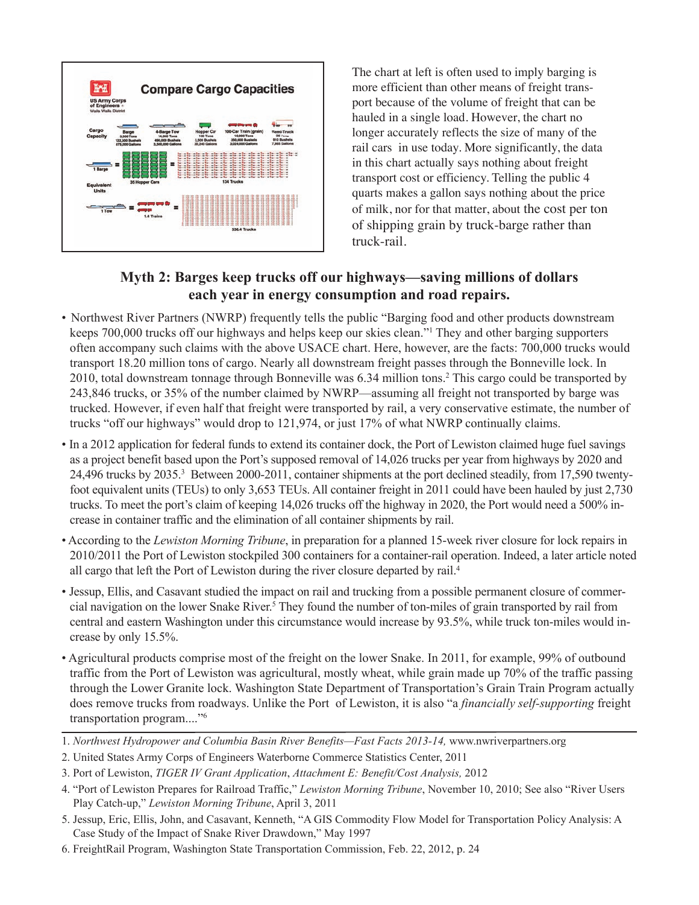The chart at left is often used to imply barging is more efficient than other means of freight transport because of the volume of freight that can be hauled in a single load. However, the chart no longer accurately reflects the size of many of the rail cars in use today. More significantly, the data in this chart actually says nothing about freight transport cost or efficiency. Telling the public 4 quarts makes a gallon says nothing about the price of milk, nor for that matter, about the cost per ton of shipping grain by truck-barge rather than truck-rail.

## Myth 2: Barges keep trucks off our highways—saving millions of dollars each year in energy consumption and road repairs.

- Northwest River Partners (NWRP) frequently tells the public "Barging food and other products downstream keeps 700,000 trucks off our highways and helps keep our skies clean."[1] They and other barging supporters often accompany such claims with the above USACE chart. Here, however, are the facts: 700,000 trucks would transport 18.20 million tons of cargo. Nearly all downstream freight passes through the Bonneville lock. In 2010, total downstream tonnage through Bonneville was 6.34 million tons.[2] This cargo could be transported by 243,846 trucks, or 35% of the number claimed by NWRP—assuming all freight not transported by barge was trucked. However, if even half that freight were transported by rail, a very conservative estimate, the number of trucks "off our highways" would drop to 121,974, or just 17% of what NWRP continually claims.
- In a 2012 application for federal funds to extend its container dock, the Port of Lewiston claimed huge fuel savings as a project benefit based upon the Port's supposed removal of 14,026 trucks per year from highways by 2020 and 24,496 trucks by 2035.[3] Between 2000-2011, container shipments at the port declined steadily, from 17,590 twenty-foot equivalent units (TEUs) to only 3,653 TEUs. All container freight in 2011 could have been hauled by just 2,730 trucks. To meet the port's claim of keeping 14,026 trucks off the highway in 2020, the Port would need a 500% increase in container traffic and the elimination of all container shipments by rail.
- According to the *Lewiston Morning Tribune*, in preparation for a planned 15-week river closure for lock repairs in 2010/2011 the Port of Lewiston stockpiled 300 containers for a container-rail operation. Indeed, a later article noted all cargo that left the Port of Lewiston during the river closure departed by rail.[4]
- Jessup, Ellis, and Casavant studied the impact on rail and trucking from a possible permanent closure of commercial navigation on the lower Snake River.[5] They found the number of ton-miles of grain transported by rail from central and eastern Washington under this circumstance would increase by 93.5%, while truck ton-miles would increase by only 15.5%.
- Agricultural products comprise most of the freight on the lower Snake. In 2011, for example, 99% of outbound traffic from the Port of Lewiston was agricultural, mostly wheat, while grain made up 70% of the traffic passing through the Lower Granite lock. Washington State Department of Transportation's Grain Train Program actually does remove trucks from roadways. Unlike the Port of Lewiston, it is also "a *financially self-supporting* freight transportation program...."[6]

---

1. *Northwest Hydropower and Columbia Basin River Benefits—Fast Facts 2013-14,* www.nwriverpartners.org
2. United States Army Corps of Engineers Waterborne Commerce Statistics Center, 2011
3. Port of Lewiston, *TIGER IV Grant Application*, *Attachment E: Benefit/Cost Analysis,* 2012
4. "Port of Lewiston Prepares for Railroad Traffic," *Lewiston Morning Tribune*, November 10, 2010; See also "River Users Play Catch-up," *Lewiston Morning Tribune*, April 3, 2011
5. Jessup, Eric, Ellis, John, and Casavant, Kenneth, "A GIS Commodity Flow Model for Transportation Policy Analysis: A Case Study of the Impact of Snake River Drawdown," May 1997
6. FreightRail Program, Washington State Transportation Commission, Feb. 22, 2012, p. 24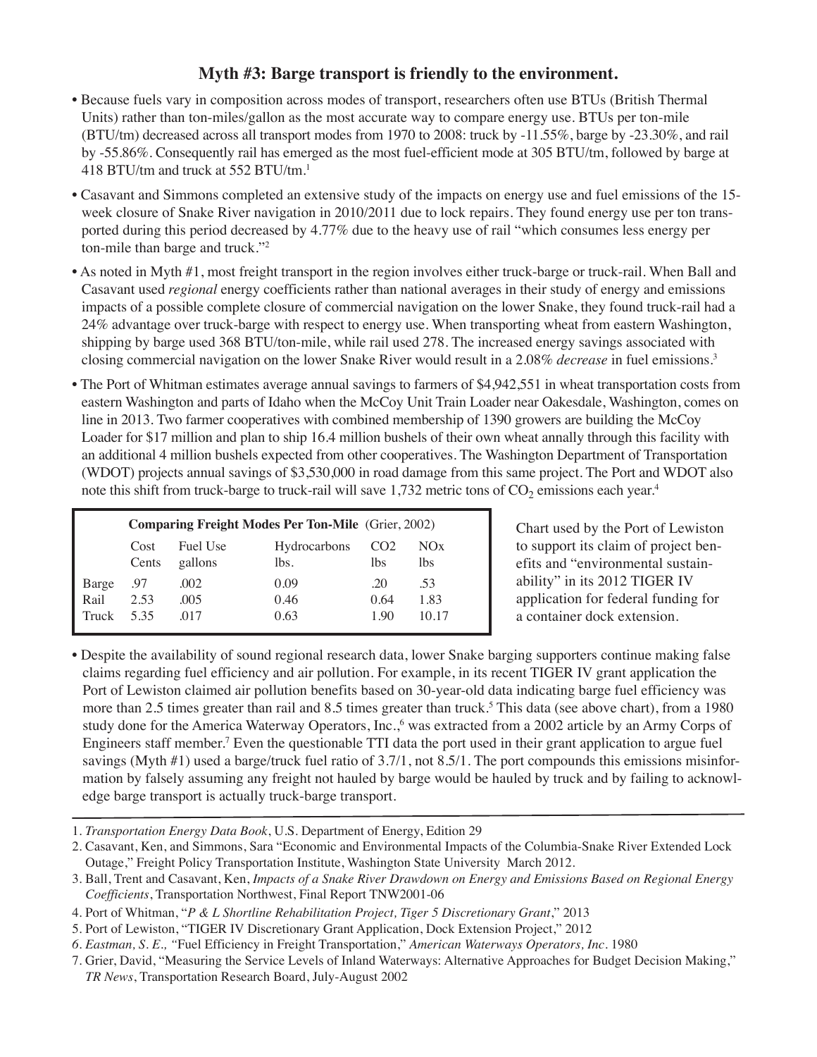## Myth #3: Barge transport is friendly to the environment.

- Because fuels vary in composition across modes of transport, researchers often use BTUs (British Thermal Units) rather than ton-miles/gallon as the most accurate way to compare energy use. BTUs per ton-mile (BTU/tm) decreased across all transport modes from 1970 to 2008: truck by -11.55%, barge by -23.30%, and rail by -55.86%. Consequently rail has emerged as the most fuel-efficient mode at 305 BTU/tm, followed by barge at 418 BTU/tm and truck at 552 BTU/tm.[1]
- Casavant and Simmons completed an extensive study of the impacts on energy use and fuel emissions of the 15-week closure of Snake River navigation in 2010/2011 due to lock repairs. They found energy use per ton transported during this period decreased by 4.77% due to the heavy use of rail "which consumes less energy per ton-mile than barge and truck."[2]
- As noted in Myth #1, most freight transport in the region involves either truck-barge or truck-rail. When Ball and Casavant used *regional* energy coefficients rather than national averages in their study of energy and emissions impacts of a possible complete closure of commercial navigation on the lower Snake, they found truck-rail had a 24% advantage over truck-barge with respect to energy use. When transporting wheat from eastern Washington, shipping by barge used 368 BTU/ton-mile, while rail used 278. The increased energy savings associated with closing commercial navigation on the lower Snake River would result in a 2.08% *decrease* in fuel emissions.[3]
- The Port of Whitman estimates average annual savings to farmers of $4,942,551 in wheat transportation costs from eastern Washington and parts of Idaho when the McCoy Unit Train Loader near Oakesdale, Washington, comes on line in 2013. Two farmer cooperatives with combined membership of 1390 growers are building the McCoy Loader for $17 million and plan to ship 16.4 million bushels of their own wheat anally through this facility with an additional 4 million bushels expected from other cooperatives. The Washington Department of Transportation (WDOT) projects annual savings of $3,530,000 in road damage from this same project. The Port and WDOT also note this shift from truck-barge to truck-rail will save 1,732 metric tons of $CO_2$ emissions each year.[4]

**Comparing Freight Modes Per Ton-Mile** (Grier, 2002)

| | Cost Cents | Fuel Use gallons | Hydrocarbons lbs. | CO2 lbs | NOx lbs |
|---|---|---|---|---|---|
| Barge | .97 | .002 | 0.09 | .20 | .53 |
| Rail | 2.53 | .005 | 0.46 | 0.64 | 1.83 |
| Truck | 5.35 | .017 | 0.63 | 1.90 | 10.17 |

Chart used by the Port of Lewiston to support its claim of project benefits and "environmental sustainability" in its 2012 TIGER IV application for federal funding for a container dock extension.

- Despite the availability of sound regional research data, lower Snake barging supporters continue making false claims regarding fuel efficiency and air pollution. For example, in its recent TIGER IV grant application the Port of Lewiston claimed air pollution benefits based on 30-year-old data indicating barge fuel efficiency was more than 2.5 times greater than rail and 8.5 times greater than truck.[5] This data (see above chart), from a 1980 study done for the America Waterway Operators, Inc.,[6] was extracted from a 2002 article by an Army Corps of Engineers staff member.[7] Even the questionable TTI data the port used in their grant application to argue fuel savings (Myth #1) used a barge/truck fuel ratio of 3.7/1, not 8.5/1. The port compounds this emissions misinformation by falsely assuming any freight not hauled by barge would be hauled by truck and by failing to acknowledge barge transport is actually truck-barge transport.

---

1. *Transportation Energy Data Book*, U.S. Department of Energy, Edition 29
2. Casavant, Ken, and Simmons, Sara "Economic and Environmental Impacts of the Columbia-Snake River Extended Lock Outage," Freight Policy Transportation Institute, Washington State University March 2012.
3. Ball, Trent and Casavant, Ken, *Impacts of a Snake River Drawdown on Energy and Emissions Based on Regional Energy Coefficients*, Transportation Northwest, Final Report TNW2001-06
4. Port of Whitman, "*P & L Shortline Rehabilitation Project, Tiger 5 Discretionary Grant*," 2013
5. Port of Lewiston, "TIGER IV Discretionary Grant Application, Dock Extension Project," 2012
6. *Eastman, S. E., "*Fuel Efficiency in Freight Transportation," *American Waterways Operators, Inc*. 1980
7. Grier, David, "Measuring the Service Levels of Inland Waterways: Alternative Approaches for Budget Decision Making," *TR News*, Transportation Research Board, July-August 2002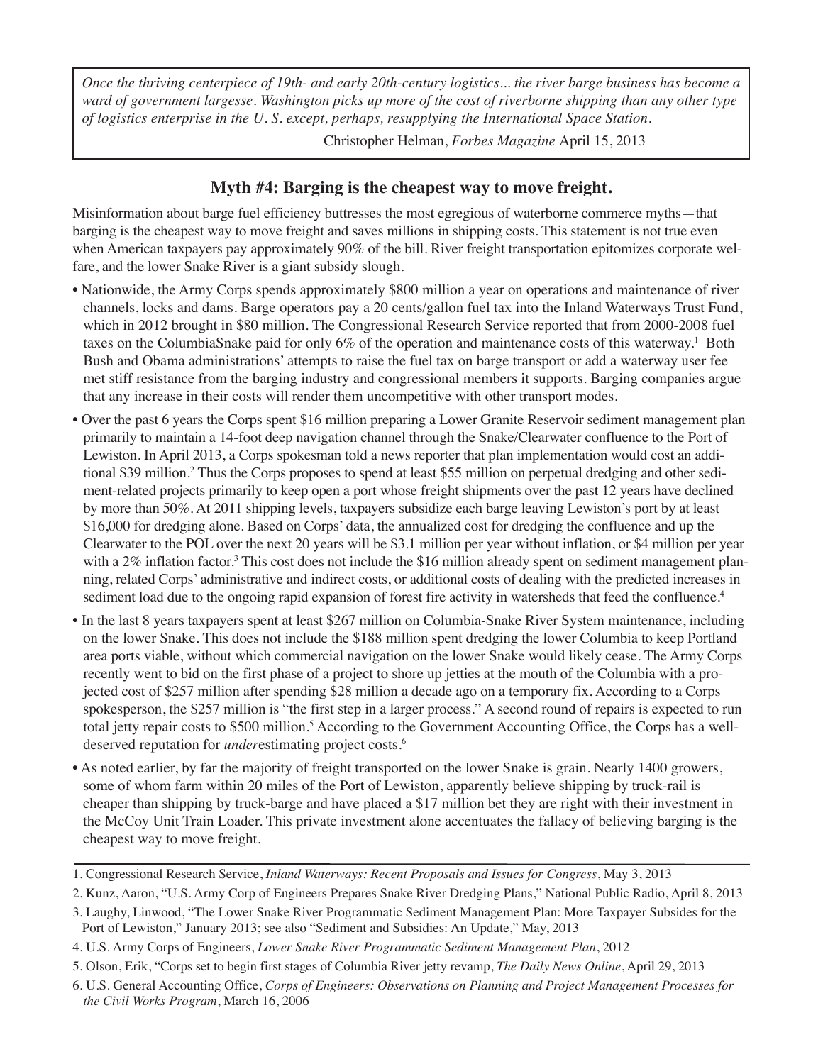> *Once the thriving centerpiece of 19th- and early 20th-century logistics... the river barge business has become a ward of government largesse. Washington picks up more of the cost of riverborne shipping than any other type of logistics enterprise in the U. S. except, perhaps, resupplying the International Space Station.*
>
> Christopher Helman, *Forbes Magazine* April 15, 2013

## Myth #4: Barging is the cheapest way to move freight.

Misinformation about barge fuel efficiency buttresses the most egregious of waterborne commerce myths—that barging is the cheapest way to move freight and saves millions in shipping costs. This statement is not true even when American taxpayers pay approximately 90% of the bill. River freight transportation epitomizes corporate welfare, and the lower Snake River is a giant subsidy slough.

- Nationwide, the Army Corps spends approximately $800 million a year on operations and maintenance of river channels, locks and dams. Barge operators pay a 20 cents/gallon fuel tax into the Inland Waterways Trust Fund, which in 2012 brought in $80 million. The Congressional Research Service reported that from 2000-2008 fuel taxes on the ColumbiaSnake paid for only 6% of the operation and maintenance costs of this waterway.[1] Both Bush and Obama administrations' attempts to raise the fuel tax on barge transport or add a waterway user fee met stiff resistance from the barging industry and congressional members it supports. Barging companies argue that any increase in their costs will render them uncompetitive with other transport modes.
- Over the past 6 years the Corps spent $16 million preparing a Lower Granite Reservoir sediment management plan primarily to maintain a 14-foot deep navigation channel through the Snake/Clearwater confluence to the Port of Lewiston. In April 2013, a Corps spokesman told a news reporter that plan implementation would cost an additional $39 million.[2] Thus the Corps proposes to spend at least $55 million on perpetual dredging and other sediment-related projects primarily to keep open a port whose freight shipments over the past 12 years have declined by more than 50%. At 2011 shipping levels, taxpayers subsidize each barge leaving Lewiston's port by at least $16,000 for dredging alone. Based on Corps' data, the annualized cost for dredging the confluence and up the Clearwater to the POL over the next 20 years will be $3.1 million per year without inflation, or $4 million per year with a 2% inflation factor.[3] This cost does not include the $16 million already spent on sediment management planning, related Corps' administrative and indirect costs, or additional costs of dealing with the predicted increases in sediment load due to the ongoing rapid expansion of forest fire activity in watersheds that feed the confluence.[4]
- In the last 8 years taxpayers spent at least $267 million on Columbia-Snake River System maintenance, including on the lower Snake. This does not include the $188 million spent dredging the lower Columbia to keep Portland area ports viable, without which commercial navigation on the lower Snake would likely cease. The Army Corps recently went to bid on the first phase of a project to shore up jetties at the mouth of the Columbia with a projected cost of $257 million after spending $28 million a decade ago on a temporary fix. According to a Corps spokesperson, the $257 million is "the first step in a larger process." A second round of repairs is expected to run total jetty repair costs to $500 million.[5] According to the Government Accounting Office, the Corps has a well-deserved reputation for *under*estimating project costs.[6]
- As noted earlier, by far the majority of freight transported on the lower Snake is grain. Nearly 1400 growers, some of whom farm within 20 miles of the Port of Lewiston, apparently believe shipping by truck-rail is cheaper than shipping by truck-barge and have placed a $17 million bet they are right with their investment in the McCoy Unit Train Loader. This private investment alone accentuates the fallacy of believing barging is the cheapest way to move freight.

---

1. Congressional Research Service, *Inland Waterways: Recent Proposals and Issues for Congress*, May 3, 2013
2. Kunz, Aaron, "U.S. Army Corp of Engineers Prepares Snake River Dredging Plans," National Public Radio, April 8, 2013
3. Laughy, Linwood, "The Lower Snake River Programmatic Sediment Management Plan: More Taxpayer Subsides for the Port of Lewiston," January 2013; see also "Sediment and Subsidies: An Update," May, 2013
4. U.S. Army Corps of Engineers, *Lower Snake River Programmatic Sediment Management Plan*, 2012
5. Olson, Erik, "Corps set to begin first stages of Columbia River jetty revamp, *The Daily News Online*, April 29, 2013
6. U.S. General Accounting Office, *Corps of Engineers: Observations on Planning and Project Management Processes for the Civil Works Program*, March 16, 2006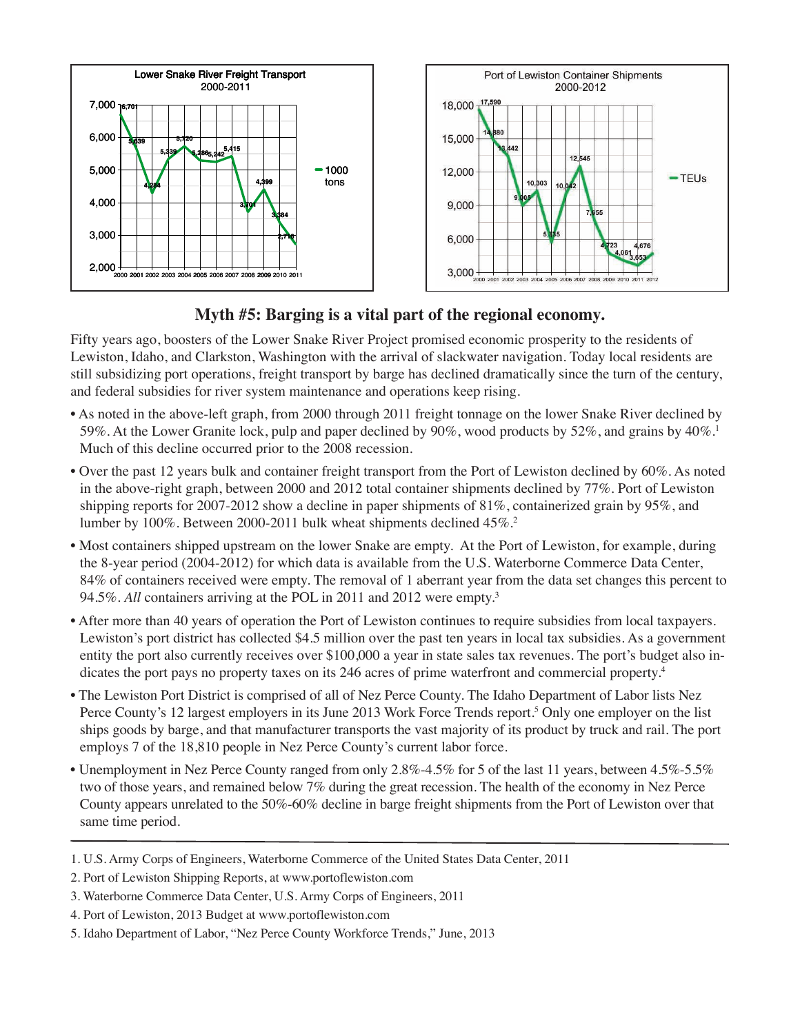**Lower Snake River Freight Transport 2000-2011**

| Year | 1000 tons |
|---|---|
| 2000 | 6,701 |
| 2001 | 5,639 |
| 2002 | 4,284 |
| 2003 | 5,339 |
| 2004 | 5,720 |
| 2005 | 5,286 |
| 2006 | 5,242 |
| 2007 | 5,415 |
| 2008 | 3,701 |
| 2009 | 4,399 |
| 2010 | 3,384 |
| 2011 | 2,716 |

**Port of Lewiston Container Shipments 2000-2012**

| Year | TEUs |
|---|---|
| 2000 | 17,590 |
| 2001 | 14,880 |
| 2002 | 13,442 |
| 2003 | 9,005 |
| 2004 | 10,303 |
| 2005 | 5,735 |
| 2006 | 10,042 |
| 2007 | 12,545 |
| 2008 | 7,555 |
| 2009 | 4,723 |
| 2010 | 4,061 |
| 2011 | 3,653 |
| 2012 | 4,676 |

## Myth #5: Barging is a vital part of the regional economy.

Fifty years ago, boosters of the Lower Snake River Project promised economic prosperity to the residents of Lewiston, Idaho, and Clarkston, Washington with the arrival of slackwater navigation. Today local residents are still subsidizing port operations, freight transport by barge has declined dramatically since the turn of the century, and federal subsidies for river system maintenance and operations keep rising.

- As noted in the above-left graph, from 2000 through 2011 freight tonnage on the lower Snake River declined by 59%. At the Lower Granite lock, pulp and paper declined by 90%, wood products by 52%, and grains by 40%.[1] Much of this decline occurred prior to the 2008 recession.
- Over the past 12 years bulk and container freight transport from the Port of Lewiston declined by 60%. As noted in the above-right graph, between 2000 and 2012 total container shipments declined by 77%. Port of Lewiston shipping reports for 2007-2012 show a decline in paper shipments of 81%, containerized grain by 95%, and lumber by 100%. Between 2000-2011 bulk wheat shipments declined 45%.[2]
- Most containers shipped upstream on the lower Snake are empty. At the Port of Lewiston, for example, during the 8-year period (2004-2012) for which data is available from the U.S. Waterborne Commerce Data Center, 84% of containers received were empty. The removal of 1 aberrant year from the data set changes this percent to 94.5%. *All* containers arriving at the POL in 2011 and 2012 were empty.[3]
- After more than 40 years of operation the Port of Lewiston continues to require subsidies from local taxpayers. Lewiston's port district has collected $4.5 million over the past ten years in local tax subsidies. As a government entity the port also currently receives over $100,000 a year in state sales tax revenues. The port's budget also indicates the port pays no property taxes on its 246 acres of prime waterfront and commercial property.[4]
- The Lewiston Port District is comprised of all of Nez Perce County. The Idaho Department of Labor lists Nez Perce County's 12 largest employers in its June 2013 Work Force Trends report.[5] Only one employer on the list ships goods by barge, and that manufacturer transports the vast majority of its product by truck and rail. The port employs 7 of the 18,810 people in Nez Perce County's current labor force.
- Unemployment in Nez Perce County ranged from only 2.8%-4.5% for 5 of the last 11 years, between 4.5%-5.5% two of those years, and remained below 7% during the great recession. The health of the economy in Nez Perce County appears unrelated to the 50%-60% decline in barge freight shipments from the Port of Lewiston over that same time period.

---

1. U.S. Army Corps of Engineers, Waterborne Commerce of the United States Data Center, 2011
2. Port of Lewiston Shipping Reports, at www.portoflewiston.com
3. Waterborne Commerce Data Center, U.S. Army Corps of Engineers, 2011
4. Port of Lewiston, 2013 Budget at www.portoflewiston.com
5. Idaho Department of Labor, "Nez Perce County Workforce Trends," June, 2013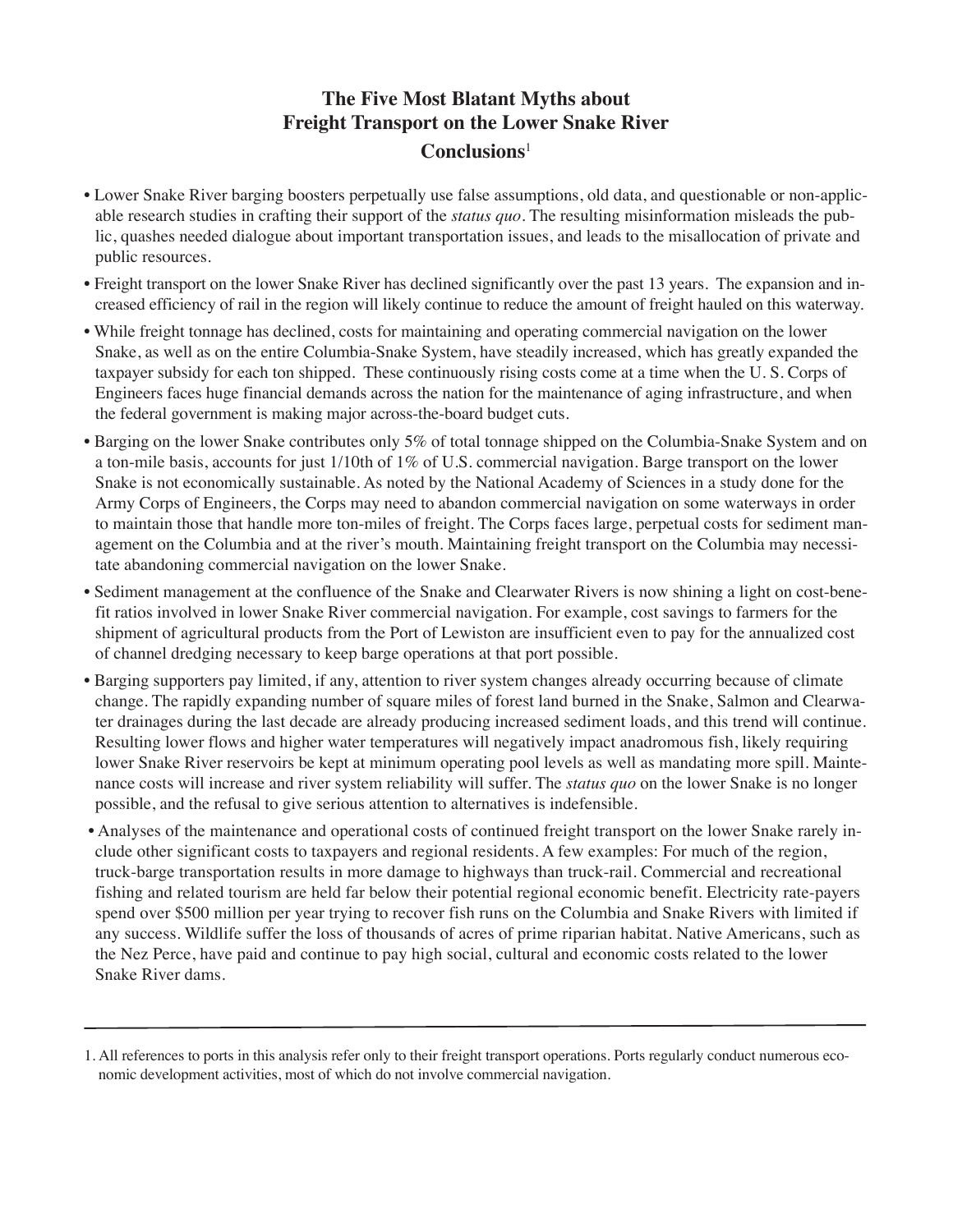# The Five Most Blatant Myths about Freight Transport on the Lower Snake River

## Conclusions[1]

- Lower Snake River barging boosters perpetually use false assumptions, old data, and questionable or non-applicable research studies in crafting their support of the *status quo*. The resulting misinformation misleads the public, quashes needed dialogue about important transportation issues, and leads to the misallocation of private and public resources.
- Freight transport on the lower Snake River has declined significantly over the past 13 years. The expansion and increased efficiency of rail in the region will likely continue to reduce the amount of freight hauled on this waterway.
- While freight tonnage has declined, costs for maintaining and operating commercial navigation on the lower Snake, as well as on the entire Columbia-Snake System, have steadily increased, which has greatly expanded the taxpayer subsidy for each ton shipped. These continuously rising costs come at a time when the U. S. Corps of Engineers faces huge financial demands across the nation for the maintenance of aging infrastructure, and when the federal government is making major across-the-board budget cuts.
- Barging on the lower Snake contributes only 5% of total tonnage shipped on the Columbia-Snake System and on a ton-mile basis, accounts for just 1/10th of 1% of U.S. commercial navigation. Barge transport on the lower Snake is not economically sustainable. As noted by the National Academy of Sciences in a study done for the Army Corps of Engineers, the Corps may need to abandon commercial navigation on some waterways in order to maintain those that handle more ton-miles of freight. The Corps faces large, perpetual costs for sediment management on the Columbia and at the river's mouth. Maintaining freight transport on the Columbia may necessitate abandoning commercial navigation on the lower Snake.
- Sediment management at the confluence of the Snake and Clearwater Rivers is now shining a light on cost-benefit ratios involved in lower Snake River commercial navigation. For example, cost savings to farmers for the shipment of agricultural products from the Port of Lewiston are insufficient even to pay for the annualized cost of channel dredging necessary to keep barge operations at that port possible.
- Barging supporters pay limited, if any, attention to river system changes already occurring because of climate change. The rapidly expanding number of square miles of forest land burned in the Snake, Salmon and Clearwater drainages during the last decade are already producing increased sediment loads, and this trend will continue. Resulting lower flows and higher water temperatures will negatively impact anadromous fish, likely requiring lower Snake River reservoirs be kept at minimum operating pool levels as well as mandating more spill. Maintenance costs will increase and river system reliability will suffer. The *status quo* on the lower Snake is no longer possible, and the refusal to give serious attention to alternatives is indefensible.
- Analyses of the maintenance and operational costs of continued freight transport on the lower Snake rarely include other significant costs to taxpayers and regional residents. A few examples: For much of the region, truck-barge transportation results in more damage to highways than truck-rail. Commercial and recreational fishing and related tourism are held far below their potential regional economic benefit. Electricity rate-payers spend over $500 million per year trying to recover fish runs on the Columbia and Snake Rivers with limited if any success. Wildlife suffer the loss of thousands of acres of prime riparian habitat. Native Americans, such as the Nez Perce, have paid and continue to pay high social, cultural and economic costs related to the lower Snake River dams.

---

1. All references to ports in this analysis refer only to their freight transport operations. Ports regularly conduct numerous economic development activities, most of which do not involve commercial navigation.